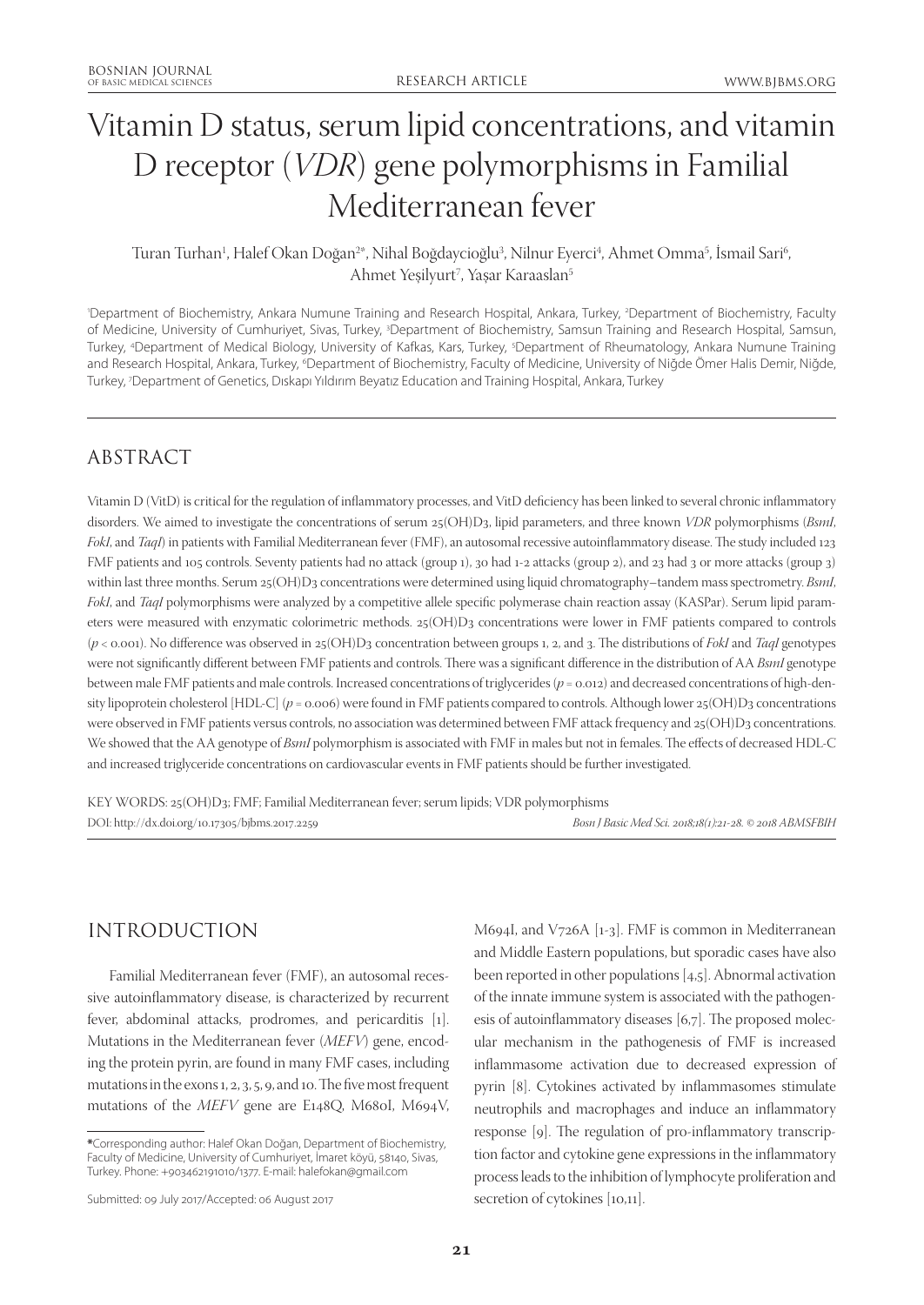# Vitamin D status, serum lipid concentrations, and vitamin D receptor (*VDR*) gene polymorphisms in Familial Mediterranean fever

Turan Turhan[1], Halef Okan Doğan[2*], Nihal Boğdaycioğlu[3], Nilnur Eyerci[4], Ahmet Omma[5], İsmail Sari[6], Ahmet Yeşilyurt[7], Yaşar Karaaslan[5]

[1]Department of Biochemistry, Ankara Numune Training and Research Hospital, Ankara, Turkey, [2]Department of Biochemistry, Faculty of Medicine, University of Cumhuriyet, Sivas, Turkey, [3]Department of Biochemistry, Samsun Training and Research Hospital, Samsun, Turkey, [4]Department of Medical Biology, University of Kafkas, Kars, Turkey, [5]Department of Rheumatology, Ankara Numune Training and Research Hospital, Ankara, Turkey, [6]Department of Biochemistry, Faculty of Medicine, University of Niğde Ömer Halis Demir, Niğde, Turkey, [7]Department of Genetics, Dıskapı Yıldırım Beyatız Education and Training Hospital, Ankara, Turkey

## ABSTRACT

Vitamin D (VitD) is critical for the regulation of inflammatory processes, and VitD deficiency has been linked to several chronic inflammatory disorders. We aimed to investigate the concentrations of serum 25(OH)D3, lipid parameters, and three known *VDR* polymorphisms (*BsmI*, *FokI*, and *TaqI*) in patients with Familial Mediterranean fever (FMF), an autosomal recessive autoinflammatory disease. The study included 123 FMF patients and 105 controls. Seventy patients had no attack (group 1), 30 had 1-2 attacks (group 2), and 23 had 3 or more attacks (group 3) within last three months. Serum 25(OH)D3 concentrations were determined using liquid chromatography–tandem mass spectrometry. *BsmI*, *FokI*, and *TaqI* polymorphisms were analyzed by a competitive allele specific polymerase chain reaction assay (KASPar). Serum lipid parameters were measured with enzymatic colorimetric methods. 25(OH)D3 concentrations were lower in FMF patients compared to controls ($p < 0.001$). No difference was observed in 25(OH)D3 concentration between groups 1, 2, and 3. The distributions of *FokI* and *TaqI* genotypes were not significantly different between FMF patients and controls. There was a significant difference in the distribution of AA *BsmI* genotype between male FMF patients and male controls. Increased concentrations of triglycerides ($p = 0.012$) and decreased concentrations of high-density lipoprotein cholesterol [HDL-C] ($p = 0.006$) were found in FMF patients compared to controls. Although lower 25(OH)D3 concentrations were observed in FMF patients versus controls, no association was determined between FMF attack frequency and 25(OH)D3 concentrations. We showed that the AA genotype of *BsmI* polymorphism is associated with FMF in males but not in females. The effects of decreased HDL-C and increased triglyceride concentrations on cardiovascular events in FMF patients should be further investigated.

KEY WORDS: 25(OH)D3; FMF; Familial Mediterranean fever; serum lipids; VDR polymorphisms

DOI: http://dx.doi.org/10.17305/bjbms.2017.2259

*Bosn J Basic Med Sci. 2018;18(1):21-28. © 2018 ABMSFBIH*

## INTRODUCTION

Familial Mediterranean fever (FMF), an autosomal recessive autoinflammatory disease, is characterized by recurrent fever, abdominal attacks, prodromes, and pericarditis [1]. Mutations in the Mediterranean fever (*MEFV*) gene, encoding the protein pyrin, are found in many FMF cases, including mutations in the exons 1, 2, 3, 5, 9, and 10. The five most frequent mutations of the *MEFV* gene are E148Q, M680I, M694V, M694I, and V726A [1-3]. FMF is common in Mediterranean and Middle Eastern populations, but sporadic cases have also been reported in other populations [4,5]. Abnormal activation of the innate immune system is associated with the pathogenesis of autoinflammatory diseases [6,7]. The proposed molecular mechanism in the pathogenesis of FMF is increased inflammasome activation due to decreased expression of pyrin [8]. Cytokines activated by inflammasomes stimulate neutrophils and macrophages and induce an inflammatory response [9]. The regulation of pro-inflammatory transcription factor and cytokine gene expressions in the inflammatory process leads to the inhibition of lymphocyte proliferation and secretion of cytokines [10,11].

*Corresponding author: Halef Okan Doğan, Department of Biochemistry, Faculty of Medicine, University of Cumhuriyet, İmaret köyü, 58140, Sivas, Turkey. Phone: +903462191010/1377. E-mail: halefokan@gmail.com

Submitted: 09 July 2017/Accepted: 06 August 2017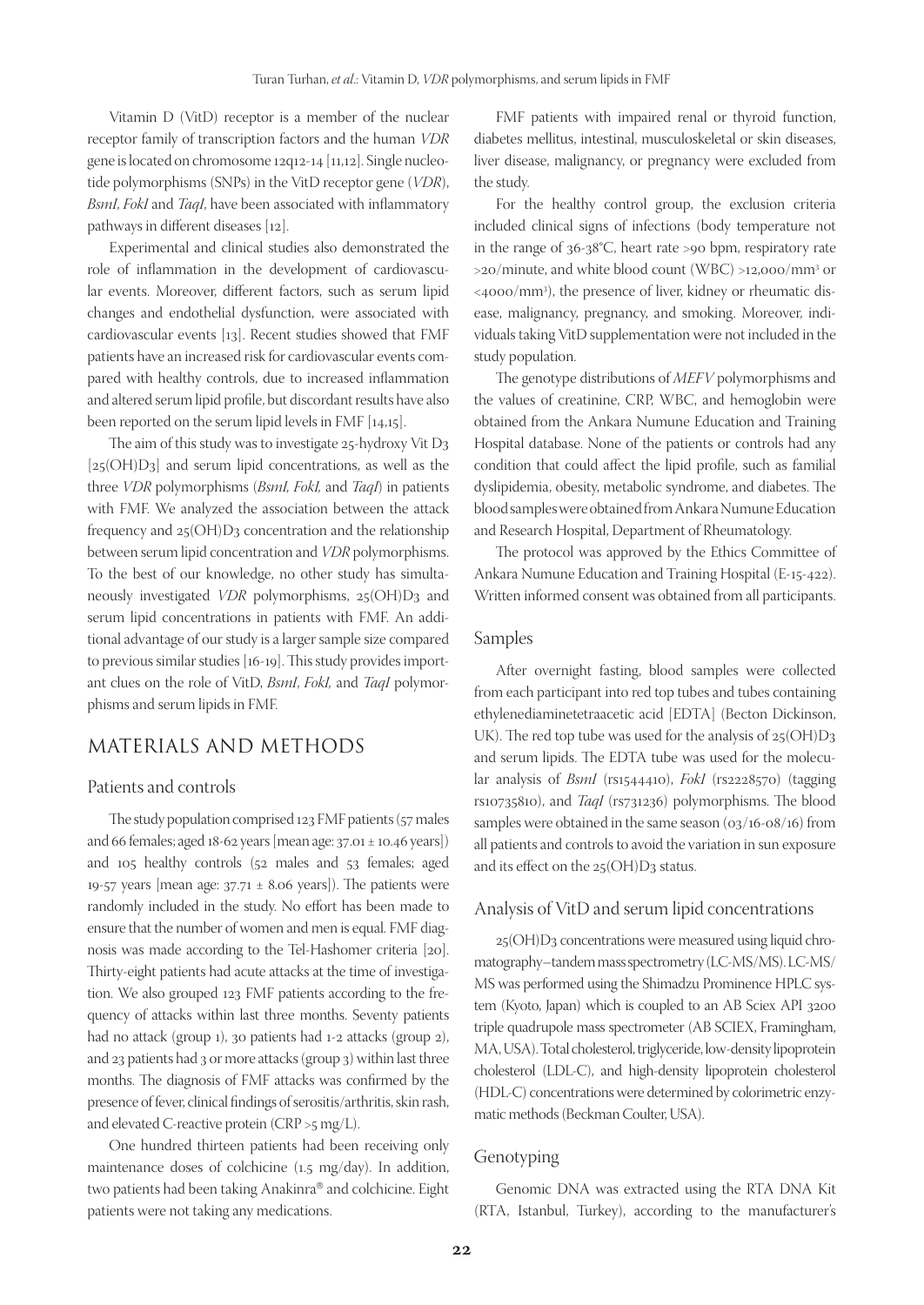Vitamin D (VitD) receptor is a member of the nuclear receptor family of transcription factors and the human *VDR* gene is located on chromosome 12q12-14 [11,12]. Single nucleotide polymorphisms (SNPs) in the VitD receptor gene (*VDR*), *BsmI*, *FokI* and *TaqI*, have been associated with inflammatory pathways in different diseases [12].

Experimental and clinical studies also demonstrated the role of inflammation in the development of cardiovascular events. Moreover, different factors, such as serum lipid changes and endothelial dysfunction, were associated with cardiovascular events [13]. Recent studies showed that FMF patients have an increased risk for cardiovascular events compared with healthy controls, due to increased inflammation and altered serum lipid profile, but discordant results have also been reported on the serum lipid levels in FMF [14,15].

The aim of this study was to investigate 25-hydroxy Vit $D_3$ [25(OH)$D_3$] and serum lipid concentrations, as well as the three *VDR* polymorphisms (*BsmI, FokI,* and *TaqI*) in patients with FMF. We analyzed the association between the attack frequency and 25(OH)$D_3$ concentration and the relationship between serum lipid concentration and *VDR* polymorphisms. To the best of our knowledge, no other study has simultaneously investigated *VDR* polymorphisms, 25(OH)$D_3$ and serum lipid concentrations in patients with FMF. An additional advantage of our study is a larger sample size compared to previous similar studies [16-19]. This study provides important clues on the role of VitD, *BsmI*, *FokI,* and *TaqI* polymorphisms and serum lipids in FMF.

## MATERIALS AND METHODS

### Patients and controls

The study population comprised 123 FMF patients (57 males and 66 females; aged 18-62 years [mean age: 37.01 ± 10.46 years]) and 105 healthy controls (52 males and 53 females; aged 19-57 years [mean age: 37.71 ± 8.06 years]). The patients were randomly included in the study. No effort has been made to ensure that the number of women and men is equal. FMF diagnosis was made according to the Tel-Hashomer criteria [20]. Thirty-eight patients had acute attacks at the time of investigation. We also grouped 123 FMF patients according to the frequency of attacks within last three months. Seventy patients had no attack (group 1), 30 patients had 1-2 attacks (group 2), and 23 patients had 3 or more attacks (group 3) within last three months. The diagnosis of FMF attacks was confirmed by the presence of fever, clinical findings of serositis/arthritis, skin rash, and elevated C-reactive protein (CRP >5 mg/L).

One hundred thirteen patients had been receiving only maintenance doses of colchicine (1.5 mg/day). In addition, two patients had been taking Anakinra® and colchicine. Eight patients were not taking any medications.

FMF patients with impaired renal or thyroid function, diabetes mellitus, intestinal, musculoskeletal or skin diseases, liver disease, malignancy, or pregnancy were excluded from the study.

For the healthy control group, the exclusion criteria included clinical signs of infections (body temperature not in the range of 36-38°C, heart rate >90 bpm, respiratory rate >20/minute, and white blood count (WBC) >12,000/mm$^3$ or <4000/mm$^3$), the presence of liver, kidney or rheumatic disease, malignancy, pregnancy, and smoking. Moreover, individuals taking VitD supplementation were not included in the study population.

The genotype distributions of *MEFV* polymorphisms and the values of creatinine, CRP, WBC, and hemoglobin were obtained from the Ankara Numune Education and Training Hospital database. None of the patients or controls had any condition that could affect the lipid profile, such as familial dyslipidemia, obesity, metabolic syndrome, and diabetes. The blood samples were obtained from Ankara Numune Education and Research Hospital, Department of Rheumatology.

The protocol was approved by the Ethics Committee of Ankara Numune Education and Training Hospital (E-15-422). Written informed consent was obtained from all participants.

### Samples

After overnight fasting, blood samples were collected from each participant into red top tubes and tubes containing ethylenediaminetetraacetic acid [EDTA] (Becton Dickinson, UK). The red top tube was used for the analysis of 25(OH)$D_3$ and serum lipids. The EDTA tube was used for the molecular analysis of *BsmI* (rs1544410), *FokI* (rs2228570) (tagging rs10735810), and *TaqI* (rs731236) polymorphisms. The blood samples were obtained in the same season (03/16-08/16) from all patients and controls to avoid the variation in sun exposure and its effect on the 25(OH)$D_3$ status.

### Analysis of VitD and serum lipid concentrations

25(OH)$D_3$ concentrations were measured using liquid chromatography–tandem mass spectrometry (LC-MS/MS). LC-MS/MS was performed using the Shimadzu Prominence HPLC system (Kyoto, Japan) which is coupled to an AB Sciex API 3200 triple quadrupole mass spectrometer (AB SCIEX, Framingham, MA, USA). Total cholesterol, triglyceride, low-density lipoprotein cholesterol (LDL-C), and high-density lipoprotein cholesterol (HDL-C) concentrations were determined by colorimetric enzymatic methods (Beckman Coulter, USA).

### Genotyping

Genomic DNA was extracted using the RTA DNA Kit (RTA, Istanbul, Turkey), according to the manufacturer's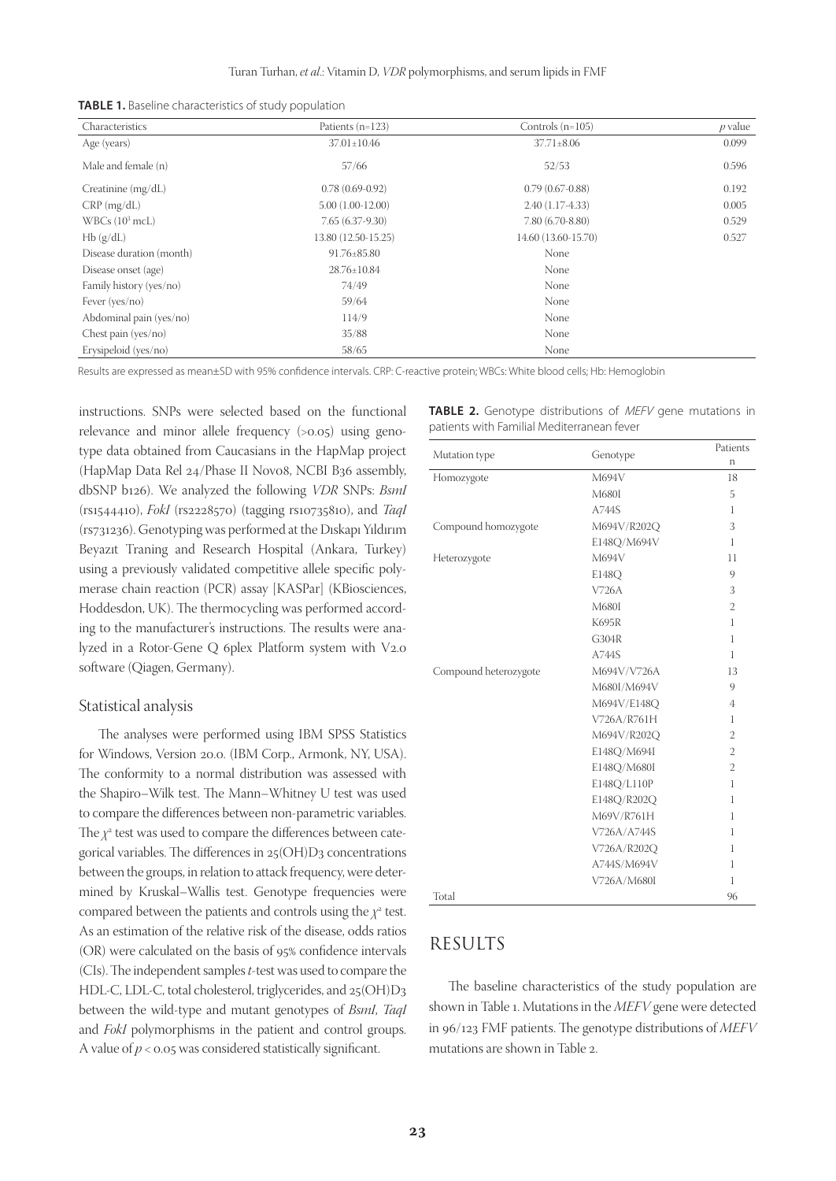**TABLE 1.** Baseline characteristics of study population

| Characteristics | Patients (n=123) | Controls (n=105) | *p* value |
|---|---|---|---|
| Age (years) | 37.01±10.46 | 37.71±8.06 | 0.099 |
| Male and female (n) | 57/66 | 52/53 | 0.596 |
| Creatinine (mg/dL) | 0.78 (0.69-0.92) | 0.79 (0.67-0.88) | 0.192 |
| CRP (mg/dL) | 5.00 (1.00-12.00) | 2.40 (1.17-4.33) | 0.005 |
| WBCs ($10^3$ mcL) | 7.65 (6.37-9.30) | 7.80 (6.70-8.80) | 0.529 |
| Hb (g/dL) | 13.80 (12.50-15.25) | 14.60 (13.60-15.70) | 0.527 |
| Disease duration (month) | 91.76±85.80 | None | |
| Disease onset (age) | 28.76±10.84 | None | |
| Family history (yes/no) | 74/49 | None | |
| Fever (yes/no) | 59/64 | None | |
| Abdominal pain (yes/no) | 114/9 | None | |
| Chest pain (yes/no) | 35/88 | None | |
| Erysipeloid (yes/no) | 58/65 | None | |

Results are expressed as mean±SD with 95% confidence intervals. CRP: C-reactive protein; WBCs: White blood cells; Hb: Hemoglobin

instructions. SNPs were selected based on the functional relevance and minor allele frequency (>0.05) using genotype data obtained from Caucasians in the HapMap project (HapMap Data Rel 24/Phase II Nov08, NCBI B36 assembly, dbSNP b126). We analyzed the following *VDR* SNPs: *BsmI* (rs1544410), *FokI* (rs2228570) (tagging rs10735810), and *TaqI* (rs731236). Genotyping was performed at the Dıskapı Yıldırım Beyazıt Traning and Research Hospital (Ankara, Turkey) using a previously validated competitive allele specific polymerase chain reaction (PCR) assay [KASPar] (KBiosciences, Hoddesdon, UK). The thermocycling was performed according to the manufacturer's instructions. The results were analyzed in a Rotor-Gene Q 6plex Platform system with V2.0 software (Qiagen, Germany).

## Statistical analysis

The analyses were performed using IBM SPSS Statistics for Windows, Version 20.0. (IBM Corp., Armonk, NY, USA). The conformity to a normal distribution was assessed with the Shapiro–Wilk test. The Mann–Whitney U test was used to compare the differences between non-parametric variables. The $\chi^2$ test was used to compare the differences between categorical variables. The differences in 25(OH)D3 concentrations between the groups, in relation to attack frequency, were determined by Kruskal–Wallis test. Genotype frequencies were compared between the patients and controls using the $\chi^2$ test. As an estimation of the relative risk of the disease, odds ratios (OR) were calculated on the basis of 95% confidence intervals (CIs). The independent samples *t*-test was used to compare the HDL-C, LDL-C, total cholesterol, triglycerides, and 25(OH)D3 between the wild-type and mutant genotypes of *BsmI*, *TaqI* and *FokI* polymorphisms in the patient and control groups. A value of $p < 0.05$ was considered statistically significant.

**TABLE 2.** Genotype distributions of *MEFV* gene mutations in patients with Familial Mediterranean fever

| Mutation type | Genotype | Patients n |
|---|---|---|
| Homozygote | M694V | 18 |
| | M680I | 5 |
| | A744S | 1 |
| Compound homozygote | M694V/R202Q | 3 |
| | E148Q/M694V | 1 |
| Heterozygote | M694V | 11 |
| | E148Q | 9 |
| | V726A | 3 |
| | M680I | 2 |
| | K695R | 1 |
| | G304R | 1 |
| | A744S | 1 |
| Compound heterozygote | M694V/V726A | 13 |
| | M680I/M694V | 9 |
| | M694V/E148Q | 4 |
| | V726A/R761H | 1 |
| | M694V/R202Q | 2 |
| | E148Q/M694I | 2 |
| | E148Q/M680I | 2 |
| | E148Q/L110P | 1 |
| | E148Q/R202Q | 1 |
| | M69V/R761H | 1 |
| | V726A/A744S | 1 |
| | V726A/R202Q | 1 |
| | A744S/M694V | 1 |
| | V726A/M680I | 1 |
| Total | | 96 |

# RESULTS

The baseline characteristics of the study population are shown in Table 1. Mutations in the *MEFV* gene were detected in 96/123 FMF patients. The genotype distributions of *MEFV* mutations are shown in Table 2.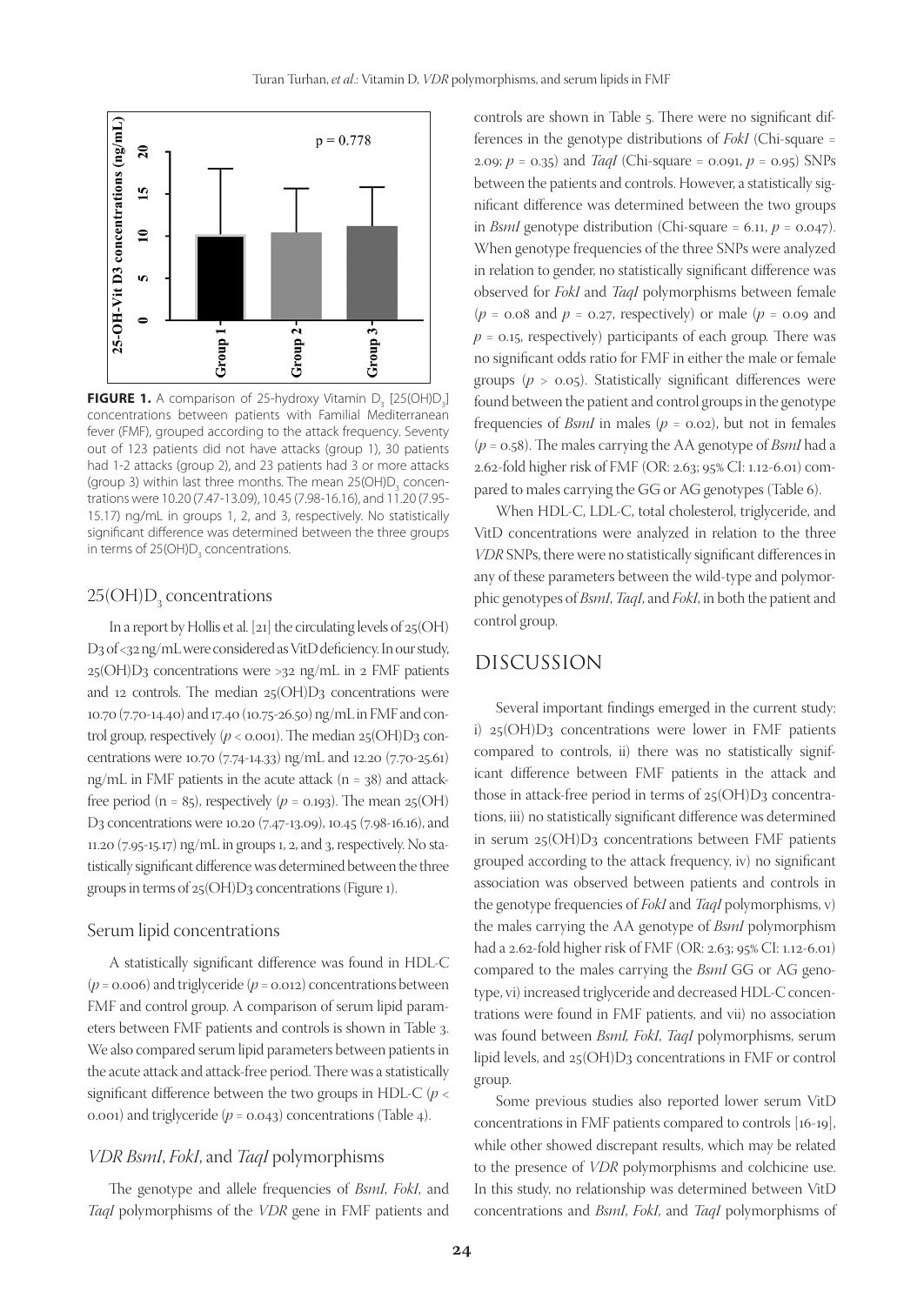FIGURE 1. A comparison of 25-hydroxy Vitamin $D_3$ [25(OH)$D_3$] concentrations between patients with Familial Mediterranean fever (FMF), grouped according to the attack frequency. Seventy out of 123 patients did not have attacks (group 1), 30 patients had 1-2 attacks (group 2), and 23 patients had 3 or more attacks (group 3) within last three months. The mean 25(OH)$D_3$ concentrations were 10.20 (7.47-13.09), 10.45 (7.98-16.16), and 11.20 (7.95-15.17) ng/mL in groups 1, 2, and 3, respectively. No statistically significant difference was determined between the three groups in terms of 25(OH)$D_3$ concentrations.

## 25(OH)$D_3$ concentrations

In a report by Hollis et al. [21] the circulating levels of 25(OH)D3 of <32 ng/mL were considered as VitD deficiency. In our study, 25(OH)D3 concentrations were >32 ng/mL in 2 FMF patients and 12 controls. The median 25(OH)D3 concentrations were 10.70 (7.70-14.40) and 17.40 (10.75-26.50) ng/mL in FMF and control group, respectively ($p < 0.001$). The median 25(OH)D3 concentrations were 10.70 (7.74-14.33) ng/mL and 12.20 (7.70-25.61) ng/mL in FMF patients in the acute attack (n = 38) and attack-free period (n = 85), respectively ($p = 0.193$). The mean 25(OH)D3 concentrations were 10.20 (7.47-13.09), 10.45 (7.98-16.16), and 11.20 (7.95-15.17) ng/mL in groups 1, 2, and 3, respectively. No statistically significant difference was determined between the three groups in terms of 25(OH)D3 concentrations (Figure 1).

## Serum lipid concentrations

A statistically significant difference was found in HDL-C ($p = 0.006$) and triglyceride ($p = 0.012$) concentrations between FMF and control group. A comparison of serum lipid parameters between FMF patients and controls is shown in Table 3. We also compared serum lipid parameters between patients in the acute attack and attack-free period. There was a statistically significant difference between the two groups in HDL-C ($p < 0.001$) and triglyceride ($p = 0.043$) concentrations (Table 4).

## *VDR BsmI*, *FokI*, and *TaqI* polymorphisms

The genotype and allele frequencies of *BsmI*, *FokI*, and *TaqI* polymorphisms of the *VDR* gene in FMF patients and controls are shown in Table 5. There were no significant differences in the genotype distributions of *FokI* (Chi-square = 2.09; $p = 0.35$) and *TaqI* (Chi-square = 0.091, $p = 0.95$) SNPs between the patients and controls. However, a statistically significant difference was determined between the two groups in *BsmI* genotype distribution (Chi-square = 6.11, $p = 0.047$). When genotype frequencies of the three SNPs were analyzed in relation to gender, no statistically significant difference was observed for *FokI* and *TaqI* polymorphisms between female ($p = 0.08$ and $p = 0.27$, respectively) or male ($p = 0.09$ and $p = 0.15$, respectively) participants of each group. There was no significant odds ratio for FMF in either the male or female groups ($p > 0.05$). Statistically significant differences were found between the patient and control groups in the genotype frequencies of *BsmI* in males ($p = 0.02$), but not in females ($p = 0.58$). The males carrying the AA genotype of *BsmI* had a 2.62-fold higher risk of FMF (OR: 2.63; 95% CI: 1.12-6.01) compared to males carrying the GG or AG genotypes (Table 6).

When HDL-C, LDL-C, total cholesterol, triglyceride, and VitD concentrations were analyzed in relation to the three *VDR* SNPs, there were no statistically significant differences in any of these parameters between the wild-type and polymorphic genotypes of *BsmI*, *TaqI*, and *FokI*, in both the patient and control group.

# DISCUSSION

Several important findings emerged in the current study: i) 25(OH)D3 concentrations were lower in FMF patients compared to controls, ii) there was no statistically significant difference between FMF patients in the attack and those in attack-free period in terms of 25(OH)D3 concentrations, iii) no statistically significant difference was determined in serum 25(OH)D3 concentrations between FMF patients grouped according to the attack frequency, iv) no significant association was observed between patients and controls in the genotype frequencies of *FokI* and *TaqI* polymorphisms, v) the males carrying the AA genotype of *BsmI* polymorphism had a 2.62-fold higher risk of FMF (OR: 2.63; 95% CI: 1.12-6.01) compared to the males carrying the *BsmI* GG or AG genotype, vi) increased triglyceride and decreased HDL-C concentrations were found in FMF patients, and vii) no association was found between *BsmI, FokI, TaqI* polymorphisms, serum lipid levels, and 25(OH)D3 concentrations in FMF or control group.

Some previous studies also reported lower serum VitD concentrations in FMF patients compared to controls [16-19], while other showed discrepant results, which may be related to the presence of *VDR* polymorphisms and colchicine use. In this study, no relationship was determined between VitD concentrations and *BsmI, FokI,* and *TaqI* polymorphisms of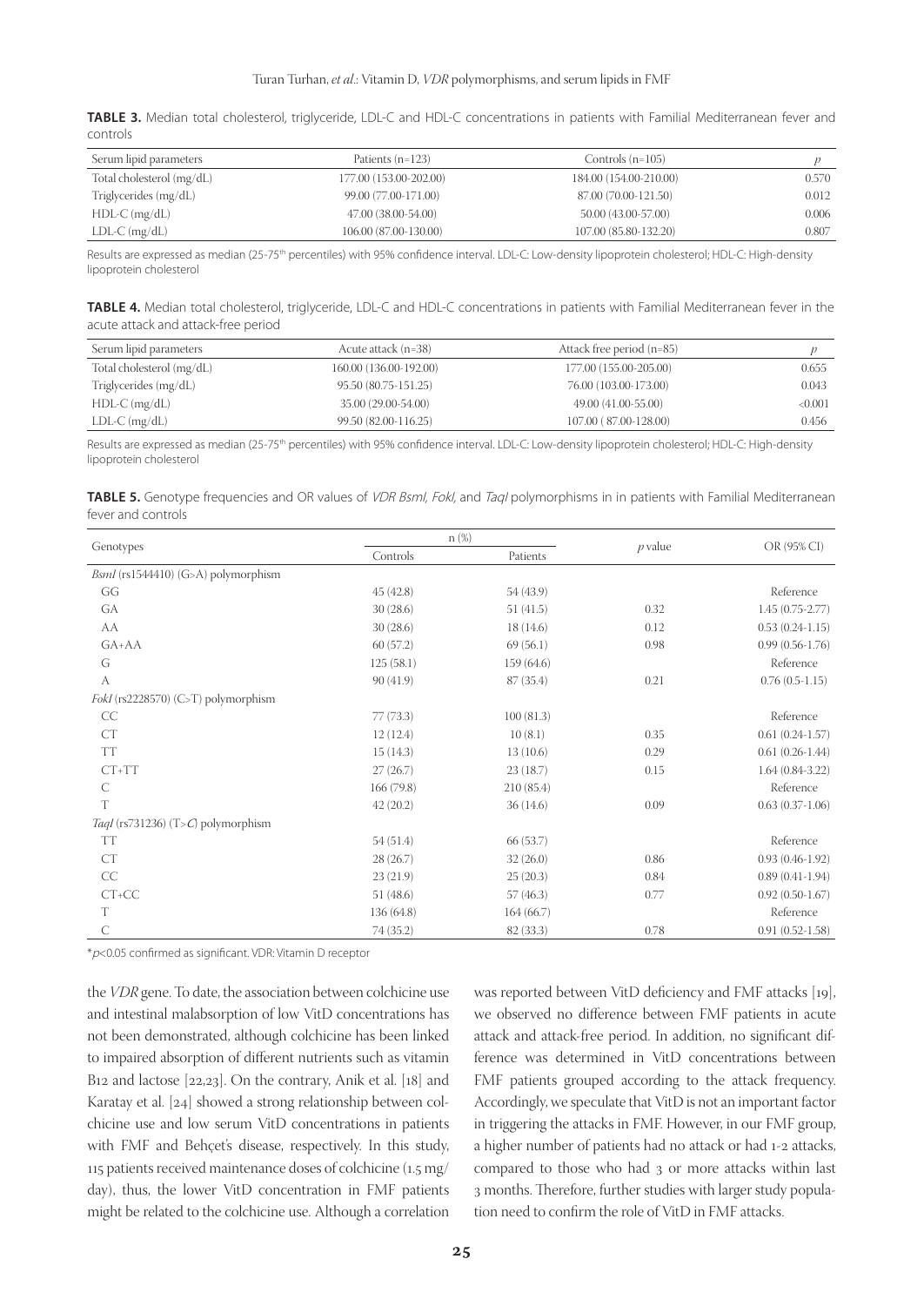**TABLE 3.** Median total cholesterol, triglyceride, LDL-C and HDL-C concentrations in patients with Familial Mediterranean fever and controls

| Serum lipid parameters | Patients (n=123) | Controls (n=105) | *p* |
|---|---|---|---|
| Total cholesterol (mg/dL) | 177.00 (153.00-202.00) | 184.00 (154.00-210.00) | 0.570 |
| Triglycerides (mg/dL) | 99.00 (77.00-171.00) | 87.00 (70.00-121.50) | 0.012 |
| HDL-C (mg/dL) | 47.00 (38.00-54.00) | 50.00 (43.00-57.00) | 0.006 |
| LDL-C (mg/dL) | 106.00 (87.00-130.00) | 107.00 (85.80-132.20) | 0.807 |

Results are expressed as median (25-75th percentiles) with 95% confidence interval. LDL-C: Low-density lipoprotein cholesterol; HDL-C: High-density lipoprotein cholesterol

**TABLE 4.** Median total cholesterol, triglyceride, LDL-C and HDL-C concentrations in patients with Familial Mediterranean fever in the acute attack and attack-free period

| Serum lipid parameters | Acute attack (n=38) | Attack free period (n=85) | *p* |
|---|---|---|---|
| Total cholesterol (mg/dL) | 160.00 (136.00-192.00) | 177.00 (155.00-205.00) | 0.655 |
| Triglycerides (mg/dL) | 95.50 (80.75-151.25) | 76.00 (103.00-173.00) | 0.043 |
| HDL-C (mg/dL) | 35.00 (29.00-54.00) | 49.00 (41.00-55.00) | <0.001 |
| LDL-C (mg/dL) | 99.50 (82.00-116.25) | 107.00 ( 87.00-128.00) | 0.456 |

Results are expressed as median (25-75th percentiles) with 95% confidence interval. LDL-C: Low-density lipoprotein cholesterol; HDL-C: High-density lipoprotein cholesterol

**TABLE 5.** Genotype frequencies and OR values of *VDR BsmI, FokI,* and *TaqI* polymorphisms in in patients with Familial Mediterranean fever and controls

| Genotypes | n (%) | | *p* value | OR (95% CI) |
|---|---|---|---|---|
| | Controls | Patients | | |
| *BsmI* (rs1544410) (G>A) polymorphism | | | | |
| GG | 45 (42.8) | 54 (43.9) | | Reference |
| GA | 30 (28.6) | 51 (41.5) | 0.32 | 1.45 (0.75-2.77) |
| AA | 30 (28.6) | 18 (14.6) | 0.12 | 0.53 (0.24-1.15) |
| GA+AA | 60 (57.2) | 69 (56.1) | 0.98 | 0.99 (0.56-1.76) |
| G | 125 (58.1) | 159 (64.6) | | Reference |
| A | 90 (41.9) | 87 (35.4) | 0.21 | 0.76 (0.5-1.15) |
| *FokI* (rs2228570) (C>T) polymorphism | | | | |
| CC | 77 (73.3) | 100 (81.3) | | Reference |
| CT | 12 (12.4) | 10 (8.1) | 0.35 | 0.61 (0.24-1.57) |
| TT | 15 (14.3) | 13 (10.6) | 0.29 | 0.61 (0.26-1.44) |
| CT+TT | 27 (26.7) | 23 (18.7) | 0.15 | 1.64 (0.84-3.22) |
| C | 166 (79.8) | 210 (85.4) | | Reference |
| T | 42 (20.2) | 36 (14.6) | 0.09 | 0.63 (0.37-1.06) |
| *TaqI* (rs731236) (T>C) polymorphism | | | | |
| TT | 54 (51.4) | 66 (53.7) | | Reference |
| CT | 28 (26.7) | 32 (26.0) | 0.86 | 0.93 (0.46-1.92) |
| CC | 23 (21.9) | 25 (20.3) | 0.84 | 0.89 (0.41-1.94) |
| CT+CC | 51 (48.6) | 57 (46.3) | 0.77 | 0.92 (0.50-1.67) |
| T | 136 (64.8) | 164 (66.7) | | Reference |
| C | 74 (35.2) | 82 (33.3) | 0.78 | 0.91 (0.52-1.58) |

*$p<0.05$ confirmed as significant. VDR: Vitamin D receptor

the *VDR* gene. To date, the association between colchicine use and intestinal malabsorption of low VitD concentrations has not been demonstrated, although colchicine has been linked to impaired absorption of different nutrients such as vitamin B12 and lactose [22,23]. On the contrary, Anik et al. [18] and Karatay et al. [24] showed a strong relationship between colchicine use and low serum VitD concentrations in patients with FMF and Behçet's disease, respectively. In this study, 115 patients received maintenance doses of colchicine (1.5 mg/day), thus, the lower VitD concentration in FMF patients might be related to the colchicine use. Although a correlation was reported between VitD deficiency and FMF attacks [19], we observed no difference between FMF patients in acute attack and attack-free period. In addition, no significant difference was determined in VitD concentrations between FMF patients grouped according to the attack frequency. Accordingly, we speculate that VitD is not an important factor in triggering the attacks in FMF. However, in our FMF group, a higher number of patients had no attack or had 1-2 attacks, compared to those who had 3 or more attacks within last 3 months. Therefore, further studies with larger study population need to confirm the role of VitD in FMF attacks.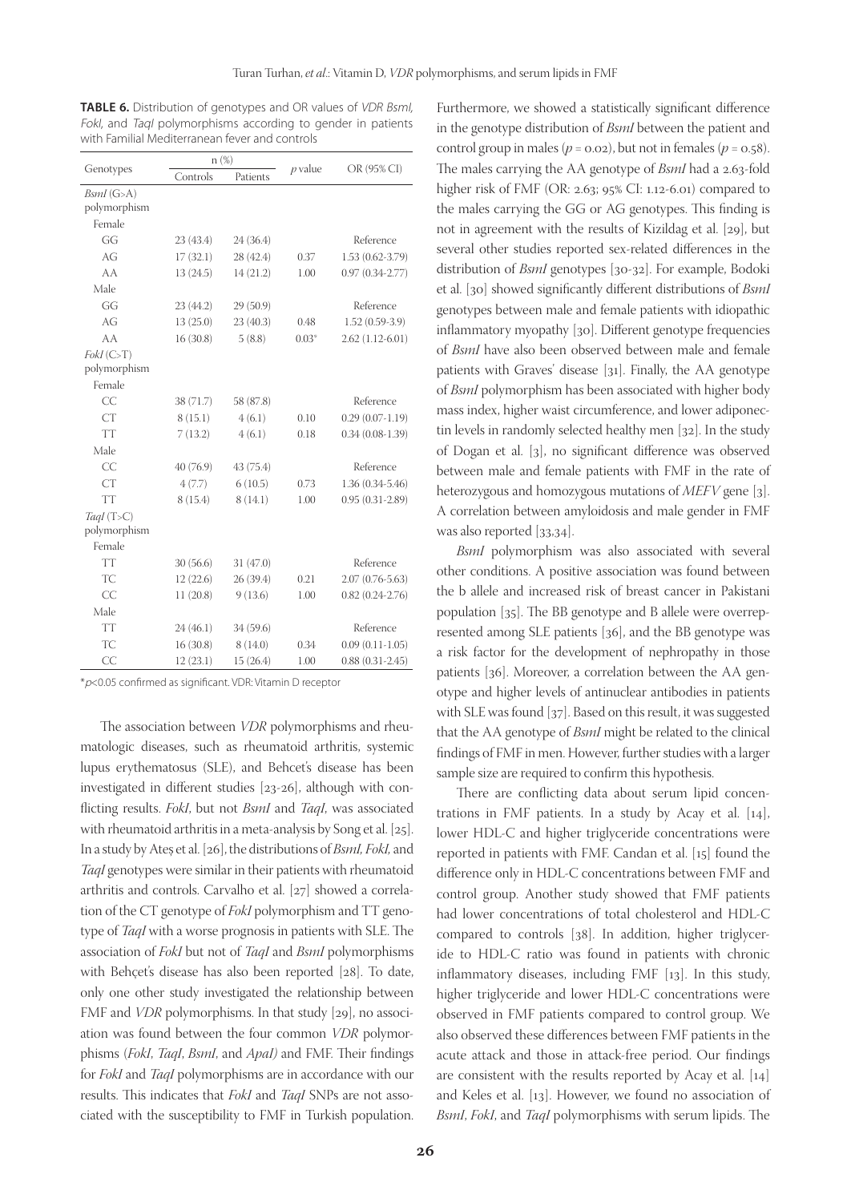**TABLE 6.** Distribution of genotypes and OR values of *VDR BsmI, FokI,* and *TaqI* polymorphisms according to gender in patients with Familial Mediterranean fever and controls

| Genotypes | n (%) | | *p* value | OR (95% CI) |
|---|---|---|---|---|
| | Controls | Patients | | |
| *BsmI* (G>A) polymorphism | | | | |
| Female | | | | |
| GG | 23 (43.4) | 24 (36.4) | | Reference |
| AG | 17 (32.1) | 28 (42.4) | 0.37 | 1.53 (0.62-3.79) |
| AA | 13 (24.5) | 14 (21.2) | 1.00 | 0.97 (0.34-2.77) |
| Male | | | | |
| GG | 23 (44.2) | 29 (50.9) | | Reference |
| AG | 13 (25.0) | 23 (40.3) | 0.48 | 1.52 (0.59-3.9) |
| AA | 16 (30.8) | 5 (8.8) | 0.03* | 2.62 (1.12-6.01) |
| *FokI* (C>T) polymorphism | | | | |
| Female | | | | |
| CC | 38 (71.7) | 58 (87.8) | | Reference |
| CT | 8 (15.1) | 4 (6.1) | 0.10 | 0.29 (0.07-1.19) |
| TT | 7 (13.2) | 4 (6.1) | 0.18 | 0.34 (0.08-1.39) |
| Male | | | | |
| CC | 40 (76.9) | 43 (75.4) | | Reference |
| CT | 4 (7.7) | 6 (10.5) | 0.73 | 1.36 (0.34-5.46) |
| TT | 8 (15.4) | 8 (14.1) | 1.00 | 0.95 (0.31-2.89) |
| *TaqI* (T>C) polymorphism | | | | |
| Female | | | | |
| TT | 30 (56.6) | 31 (47.0) | | Reference |
| TC | 12 (22.6) | 26 (39.4) | 0.21 | 2.07 (0.76-5.63) |
| CC | 11 (20.8) | 9 (13.6) | 1.00 | 0.82 (0.24-2.76) |
| Male | | | | |
| TT | 24 (46.1) | 34 (59.6) | | Reference |
| TC | 16 (30.8) | 8 (14.0) | 0.34 | 0.09 (0.11-1.05) |
| CC | 12 (23.1) | 15 (26.4) | 1.00 | 0.88 (0.31-2.45) |

*$p<0.05$ confirmed as significant. VDR: Vitamin D receptor

The association between *VDR* polymorphisms and rheumatologic diseases, such as rheumatoid arthritis, systemic lupus erythematosus (SLE), and Behcet's disease has been investigated in different studies [23-26], although with conflicting results. *FokI*, but not *BsmI* and *TaqI*, was associated with rheumatoid arthritis in a meta-analysis by Song et al. [25]. In a study by Ateş et al. [26], the distributions of *BsmI, FokI,* and *TaqI* genotypes were similar in their patients with rheumatoid arthritis and controls. Carvalho et al. [27] showed a correlation of the CT genotype of *FokI* polymorphism and TT genotype of *TaqI* with a worse prognosis in patients with SLE. The association of *FokI* but not of *TaqI* and *BsmI* polymorphisms with Behçet's disease has also been reported [28]. To date, only one other study investigated the relationship between FMF and *VDR* polymorphisms. In that study [29], no association was found between the four common *VDR* polymorphisms (*FokI*, *TaqI*, *BsmI*, and *ApaI)* and FMF. Their findings for *FokI* and *TaqI* polymorphisms are in accordance with our results. This indicates that *FokI* and *TaqI* SNPs are not associated with the susceptibility to FMF in Turkish population.

Furthermore, we showed a statistically significant difference in the genotype distribution of *BsmI* between the patient and control group in males ($p = 0.02$), but not in females ($p = 0.58$). The males carrying the AA genotype of *BsmI* had a 2.63-fold higher risk of FMF (OR: 2.63; 95% CI: 1.12-6.01) compared to the males carrying the GG or AG genotypes. This finding is not in agreement with the results of Kizildag et al. [29], but several other studies reported sex-related differences in the distribution of *BsmI* genotypes [30-32]. For example, Bodoki et al. [30] showed significantly different distributions of *BsmI* genotypes between male and female patients with idiopathic inflammatory myopathy [30]. Different genotype frequencies of *BsmI* have also been observed between male and female patients with Graves' disease [31]. Finally, the AA genotype of *BsmI* polymorphism has been associated with higher body mass index, higher waist circumference, and lower adiponectin levels in randomly selected healthy men [32]. In the study of Dogan et al. [3], no significant difference was observed between male and female patients with FMF in the rate of heterozygous and homozygous mutations of *MEFV* gene [3]. A correlation between amyloidosis and male gender in FMF was also reported [33,34].

*BsmI* polymorphism was also associated with several other conditions. A positive association was found between the b allele and increased risk of breast cancer in Pakistani population [35]. The BB genotype and B allele were overrepresented among SLE patients [36], and the BB genotype was a risk factor for the development of nephropathy in those patients [36]. Moreover, a correlation between the AA genotype and higher levels of antinuclear antibodies in patients with SLE was found [37]. Based on this result, it was suggested that the AA genotype of *BsmI* might be related to the clinical findings of FMF in men. However, further studies with a larger sample size are required to confirm this hypothesis.

There are conflicting data about serum lipid concentrations in FMF patients. In a study by Acay et al. [14], lower HDL-C and higher triglyceride concentrations were reported in patients with FMF. Candan et al. [15] found the difference only in HDL-C concentrations between FMF and control group. Another study showed that FMF patients had lower concentrations of total cholesterol and HDL-C compared to controls [38]. In addition, higher triglyceride to HDL-C ratio was found in patients with chronic inflammatory diseases, including FMF [13]. In this study, higher triglyceride and lower HDL-C concentrations were observed in FMF patients compared to control group. We also observed these differences between FMF patients in the acute attack and those in attack-free period. Our findings are consistent with the results reported by Acay et al. [14] and Keles et al. [13]. However, we found no association of *BsmI*, *FokI*, and *TaqI* polymorphisms with serum lipids. The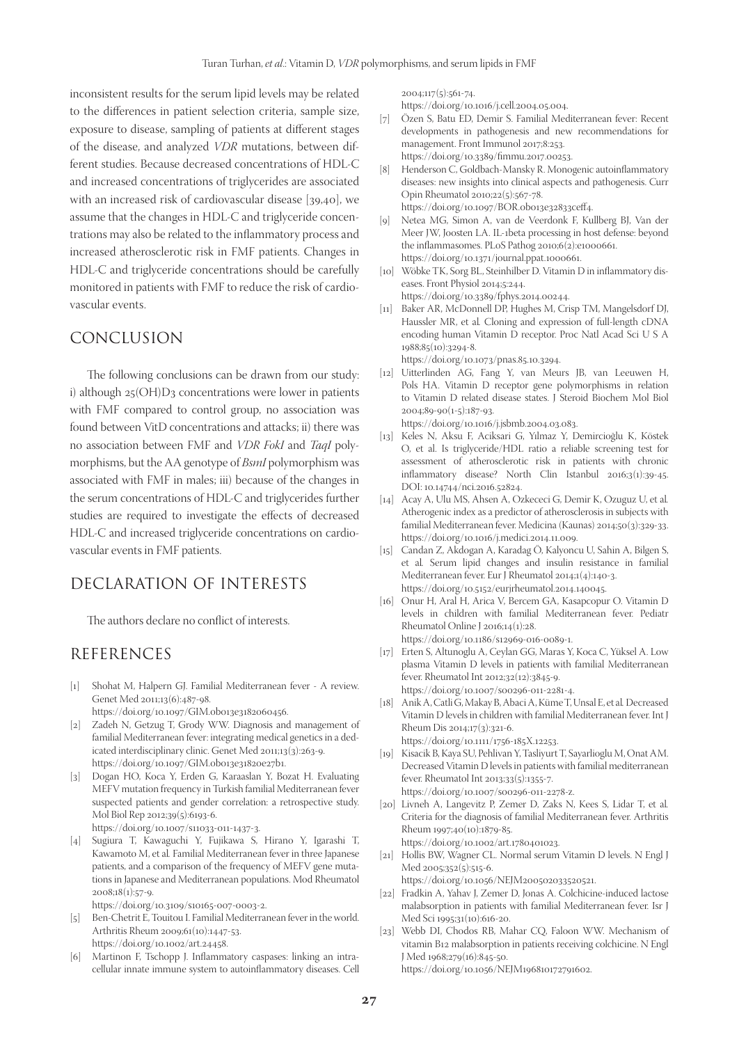inconsistent results for the serum lipid levels may be related to the differences in patient selection criteria, sample size, exposure to disease, sampling of patients at different stages of the disease, and analyzed *VDR* mutations, between different studies. Because decreased concentrations of HDL-C and increased concentrations of triglycerides are associated with an increased risk of cardiovascular disease [39,40], we assume that the changes in HDL-C and triglyceride concentrations may also be related to the inflammatory process and increased atherosclerotic risk in FMF patients. Changes in HDL-C and triglyceride concentrations should be carefully monitored in patients with FMF to reduce the risk of cardiovascular events.

## CONCLUSION

The following conclusions can be drawn from our study: i) although 25(OH)D3 concentrations were lower in patients with FMF compared to control group, no association was found between VitD concentrations and attacks; ii) there was no association between FMF and *VDR FokI* and *TaqI* polymorphisms, but the AA genotype of *BsmI* polymorphism was associated with FMF in males; iii) because of the changes in the serum concentrations of HDL-C and triglycerides further studies are required to investigate the effects of decreased HDL-C and increased triglyceride concentrations on cardiovascular events in FMF patients.

## DECLARATION OF INTERESTS

The authors declare no conflict of interests.

## REFERENCES

[1] Shohat M, Halpern GJ. Familial Mediterranean fever - A review. Genet Med 2011;13(6):487-98. https://doi.org/10.1097/GIM.0b013e3182060456.

[2] Zadeh N, Getzug T, Grody WW. Diagnosis and management of familial Mediterranean fever: integrating medical genetics in a dedicated interdisciplinary clinic. Genet Med 2011;13(3):263-9. https://doi.org/10.1097/GIM.0b013e31820e27b1.

[3] Dogan HO, Koca Y, Erden G, Karaaslan Y, Bozat H. Evaluating MEFV mutation frequency in Turkish familial Mediterranean fever suspected patients and gender correlation: a retrospective study. Mol Biol Rep 2012;39(5):6193-6. https://doi.org/10.1007/s11033-011-1437-3.

[4] Sugiura T, Kawaguchi Y, Fujikawa S, Hirano Y, Igarashi T, Kawamoto M, et al. Familial Mediterranean fever in three Japanese patients, and a comparison of the frequency of MEFV gene mutations in Japanese and Mediterranean populations. Mod Rheumatol 2008;18(1):57-9. https://doi.org/10.3109/s10165-007-0003-2.

[5] Ben-Chetrit E, Touitou I. Familial Mediterranean fever in the world. Arthritis Rheum 2009;61(10):1447-53. https://doi.org/10.1002/art.24458.

[6] Martinon F, Tschopp J. Inflammatory caspases: linking an intracellular innate immune system to autoinflammatory diseases. Cell 2004;117(5):561-74. https://doi.org/10.1016/j.cell.2004.05.004.

[7] Özen S, Batu ED, Demir S. Familial Mediterranean fever: Recent developments in pathogenesis and new recommendations for management. Front Immunol 2017;8:253. https://doi.org/10.3389/fimmu.2017.00253.

[8] Henderson C, Goldbach-Mansky R. Monogenic autoinflammatory diseases: new insights into clinical aspects and pathogenesis. Curr Opin Rheumatol 2010;22(5):567-78. https://doi.org/10.1097/BOR.0b013e32833ceff4.

[9] Netea MG, Simon A, van de Veerdonk F, Kullberg BJ, Van der Meer JW, Joosten LA. IL-1beta processing in host defense: beyond the inflammasomes. PLoS Pathog 2010;6(2):e1000661. https://doi.org/10.1371/journal.ppat.1000661.

[10] Wöbke TK, Sorg BL, Steinhilber D. Vitamin D in inflammatory diseases. Front Physiol 2014;5:244. https://doi.org/10.3389/fphys.2014.00244.

[11] Baker AR, McDonnell DP, Hughes M, Crisp TM, Mangelsdorf DJ, Haussler MR, et al. Cloning and expression of full-length cDNA encoding human Vitamin D receptor. Proc Natl Acad Sci U S A 1988;85(10):3294-8. https://doi.org/10.1073/pnas.85.10.3294.

[12] Uitterlinden AG, Fang Y, van Meurs JB, van Leeuwen H, Pols HA. Vitamin D receptor gene polymorphisms in relation to Vitamin D related disease states. J Steroid Biochem Mol Biol 2004;89-90(1-5):187-93. https://doi.org/10.1016/j.jsbmb.2004.03.083.

[13] Keles N, Aksu F, Aciksari G, Yılmaz Y, Demircioğlu K, Köstek O, et al. Is triglyceride/HDL ratio a reliable screening test for assessment of atherosclerotic risk in patients with chronic inflammatory disease? North Clin Istanbul 2016;3(1):39-45. DOI: 10.14744/nci.2016.52824.

[14] Acay A, Ulu MS, Ahsen A, Ozkececi G, Demir K, Ozuguz U, et al. Atherogenic index as a predictor of atherosclerosis in subjects with familial Mediterranean fever. Medicina (Kaunas) 2014;50(3):329-33. https://doi.org/10.1016/j.medici.2014.11.009.

[15] Candan Z, Akdogan A, Karadag Ö, Kalyoncu U, Sahin A, Bilgen S, et al. Serum lipid changes and insulin resistance in familial Mediterranean fever. Eur J Rheumatol 2014;1(4):140-3. https://doi.org/10.5152/eurjrheumatol.2014.140045.

[16] Onur H, Aral H, Arica V, Bercem GA, Kasapcopur O. Vitamin D levels in children with familial Mediterranean fever. Pediatr Rheumatol Online J 2016;14(1):28. https://doi.org/10.1186/s12969-016-0089-1.

[17] Erten S, Altunoglu A, Ceylan GG, Maras Y, Koca C, Yüksel A. Low plasma Vitamin D levels in patients with familial Mediterranean fever. Rheumatol Int 2012;32(12):3845-9. https://doi.org/10.1007/s00296-011-2281-4.

[18] Anik A, Catli G, Makay B, Abaci A, Küme T, Unsal E, et al. Decreased Vitamin D levels in children with familial Mediterranean fever. Int J Rheum Dis 2014;17(3):321-6. https://doi.org/10.1111/1756-185X.12253.

[19] Kisacik B, Kaya SU, Pehlivan Y, Tasliyurt T, Sayarlioglu M, Onat AM. Decreased Vitamin D levels in patients with familial mediterranean fever. Rheumatol Int 2013;33(5):1355-7. https://doi.org/10.1007/s00296-011-2278-z.

[20] Livneh A, Langevitz P, Zemer D, Zaks N, Kees S, Lidar T, et al. Criteria for the diagnosis of familial Mediterranean fever. Arthritis Rheum 1997;40(10):1879-85. https://doi.org/10.1002/art.1780401023.

[21] Hollis BW, Wagner CL. Normal serum Vitamin D levels. N Engl J Med 2005;352(5):515-6. https://doi.org/10.1056/NEJM200502033520521.

[22] Fradkin A, Yahav J, Zemer D, Jonas A. Colchicine-induced lactose malabsorption in patients with familial Mediterranean fever. Isr J Med Sci 1995;31(10):616-20.

[23] Webb DI, Chodos RB, Mahar CQ, Faloon WW. Mechanism of vitamin B12 malabsorption in patients receiving colchicine. N Engl J Med 1968;279(16):845-50. https://doi.org/10.1056/NEJM196810172791602.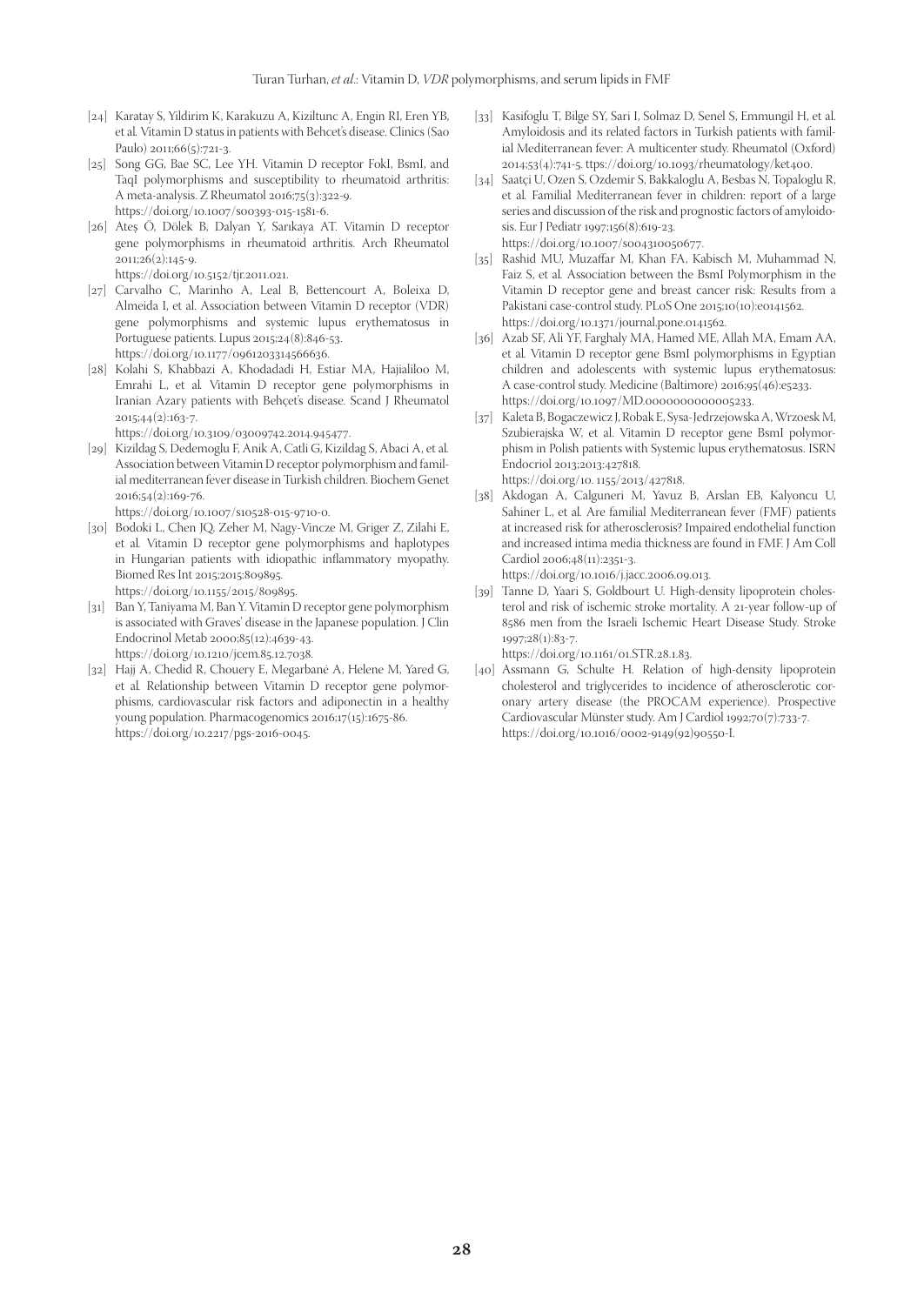[24] Karatay S, Yildirim K, Karakuzu A, Kiziltunc A, Engin RI, Eren YB, et al. Vitamin D status in patients with Behcet's disease. Clinics (Sao Paulo) 2011;66(5):721-3.

[25] Song GG, Bae SC, Lee YH. Vitamin D receptor FokI, BsmI, and TaqI polymorphisms and susceptibility to rheumatoid arthritis: A meta-analysis. Z Rheumatol 2016;75(3):322-9. https://doi.org/10.1007/s00393-015-1581-6.

[26] Ateş Ö, Dölek B, Dalyan Y, Sarıkaya AT. Vitamin D receptor gene polymorphisms in rheumatoid arthritis. Arch Rheumatol 2011;26(2):145-9. https://doi.org/10.5152/tjr.2011.021.

[27] Carvalho C, Marinho A, Leal B, Bettencourt A, Boleixa D, Almeida I, et al. Association between Vitamin D receptor (VDR) gene polymorphisms and systemic lupus erythematosus in Portuguese patients. Lupus 2015;24(8):846-53. https://doi.org/10.1177/0961203314566636.

[28] Kolahi S, Khabbazi A, Khodadadi H, Estiar MA, Hajialiloo M, Emrahi L, et al. Vitamin D receptor gene polymorphisms in Iranian Azary patients with Behçet's disease. Scand J Rheumatol 2015;44(2):163-7. https://doi.org/10.3109/03009742.2014.945477.

[29] Kizildag S, Dedemoglu F, Anik A, Catli G, Kizildag S, Abaci A, et al. Association between Vitamin D receptor polymorphism and familial mediterranean fever disease in Turkish children. Biochem Genet 2016;54(2):169-76. https://doi.org/10.1007/s10528-015-9710-0.

[30] Bodoki L, Chen JQ, Zeher M, Nagy-Vincze M, Griger Z, Zilahi E, et al. Vitamin D receptor gene polymorphisms and haplotypes in Hungarian patients with idiopathic inflammatory myopathy. Biomed Res Int 2015;2015:809895. https://doi.org/10.1155/2015/809895.

[31] Ban Y, Taniyama M, Ban Y. Vitamin D receptor gene polymorphism is associated with Graves' disease in the Japanese population. J Clin Endocrinol Metab 2000;85(12):4639-43. https://doi.org/10.1210/jcem.85.12.7038.

[32] Hajj A, Chedid R, Chouery E, Megarbané A, Helene M, Yared G, et al. Relationship between Vitamin D receptor gene polymorphisms, cardiovascular risk factors and adiponectin in a healthy young population. Pharmacogenomics 2016;17(15):1675-86. https://doi.org/10.2217/pgs-2016-0045.

[33] Kasifoglu T, Bilge SY, Sari I, Solmaz D, Senel S, Emmungil H, et al. Amyloidosis and its related factors in Turkish patients with familial Mediterranean fever: A multicenter study. Rheumatol (Oxford) 2014;53(4):741-5. ttps://doi.org/10.1093/rheumatology/ket400.

[34] Saatçi U, Ozen S, Ozdemir S, Bakkaloglu A, Besbas N, Topaloglu R, et al. Familial Mediterranean fever in children: report of a large series and discussion of the risk and prognostic factors of amyloidosis. Eur J Pediatr 1997;156(8):619-23. https://doi.org/10.1007/s004310050677.

[35] Rashid MU, Muzaffar M, Khan FA, Kabisch M, Muhammad N, Faiz S, et al. Association between the BsmI Polymorphism in the Vitamin D receptor gene and breast cancer risk: Results from a Pakistani case-control study. PLoS One 2015;10(10):e0141562. https://doi.org/10.1371/journal.pone.0141562.

[36] Azab SF, Ali YF, Farghaly MA, Hamed ME, Allah MA, Emam AA, et al. Vitamin D receptor gene BsmI polymorphisms in Egyptian children and adolescents with systemic lupus erythematosus: A case-control study. Medicine (Baltimore) 2016;95(46):e5233. https://doi.org/10.1097/MD.0000000000005233.

[37] Kaleta B, Bogaczewicz J, Robak E, Sysa-Jedrzejowska A, Wrzoesk M, Szubierajska W, et al. Vitamin D receptor gene BsmI polymorphism in Polish patients with Systemic lupus erythematosus. ISRN Endocriol 2013;2013:427818. https://doi.org/10. 1155/2013/427818.

[38] Akdogan A, Calguneri M, Yavuz B, Arslan EB, Kalyoncu U, Sahiner L, et al. Are familial Mediterranean fever (FMF) patients at increased risk for atherosclerosis? Impaired endothelial function and increased intima media thickness are found in FMF. J Am Coll Cardiol 2006;48(11):2351-3. https://doi.org/10.1016/j.jacc.2006.09.013.

[39] Tanne D, Yaari S, Goldbourt U. High-density lipoprotein cholesterol and risk of ischemic stroke mortality. A 21-year follow-up of 8586 men from the Israeli Ischemic Heart Disease Study. Stroke 1997;28(1):83-7. https://doi.org/10.1161/01.STR.28.1.83.

[40] Assmann G, Schulte H. Relation of high-density lipoprotein cholesterol and triglycerides to incidence of atherosclerotic coronary artery disease (the PROCAM experience). Prospective Cardiovascular Münster study. Am J Cardiol 1992;70(7):733-7. https://doi.org/10.1016/0002-9149(92)90550-I.